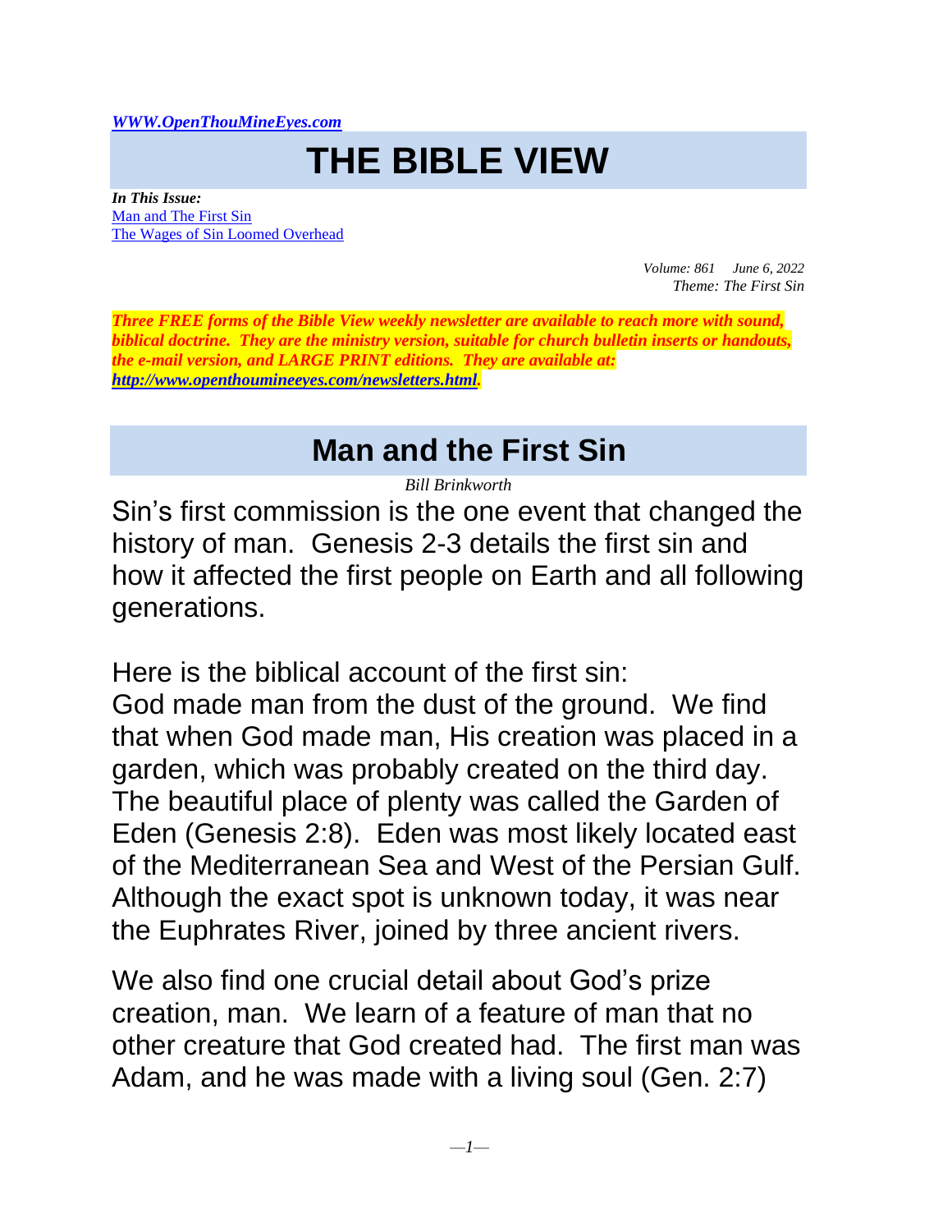*[WWW.OpenThouMineEyes.com](http://WWW.OpenThouMineEyes.com)*

# THE BIBLE VIEW

***In This Issue:***
[Man and The First Sin]()
[The Wages of Sin Loomed Overhead]()

*Volume: 861 June 6, 2022*
*Theme: The First Sin*

***Three FREE forms of the Bible View weekly newsletter are available to reach more with sound, biblical doctrine. They are the ministry version, suitable for church bulletin inserts or handouts, the e-mail version, and LARGE PRINT editions. They are available at: [http://www.openthoumineeyes.com/newsletters.html](http://www.openthoumineeyes.com/newsletters.html).***

## Man and the First Sin

*Bill Brinkworth*

Sin's first commission is the one event that changed the history of man. Genesis 2-3 details the first sin and how it affected the first people on Earth and all following generations.

Here is the biblical account of the first sin:
God made man from the dust of the ground. We find that when God made man, His creation was placed in a garden, which was probably created on the third day. The beautiful place of plenty was called the Garden of Eden (Genesis 2:8). Eden was most likely located east of the Mediterranean Sea and West of the Persian Gulf. Although the exact spot is unknown today, it was near the Euphrates River, joined by three ancient rivers.

We also find one crucial detail about God's prize creation, man. We learn of a feature of man that no other creature that God created had. The first man was Adam, and he was made with a living soul (Gen. 2:7)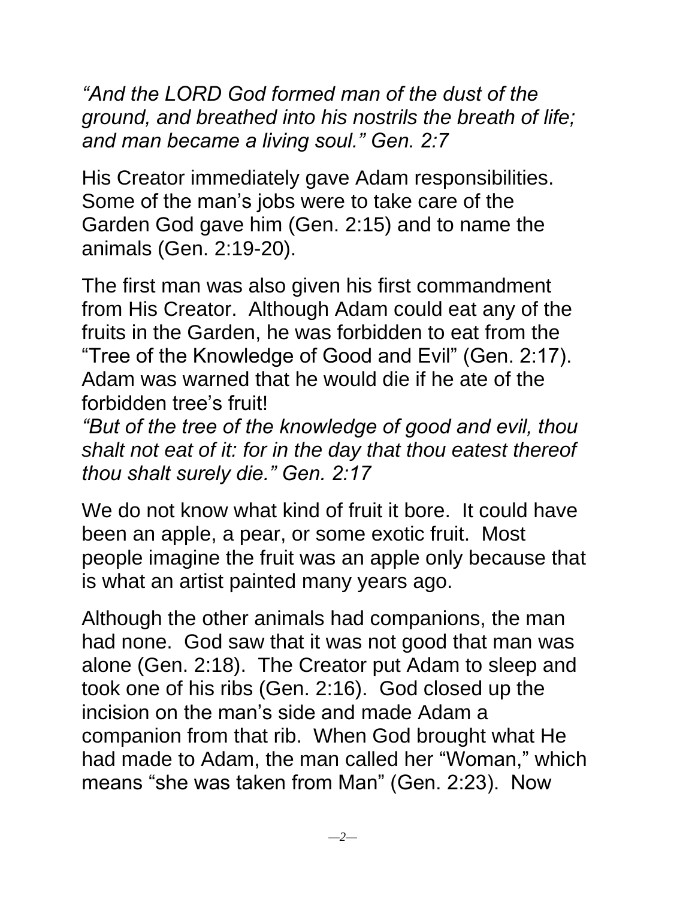*“And the LORD God formed man of the dust of the ground, and breathed into his nostrils the breath of life; and man became a living soul.” Gen. 2:7*

His Creator immediately gave Adam responsibilities. Some of the man’s jobs were to take care of the Garden God gave him (Gen. 2:15) and to name the animals (Gen. 2:19-20).

The first man was also given his first commandment from His Creator. Although Adam could eat any of the fruits in the Garden, he was forbidden to eat from the “Tree of the Knowledge of Good and Evil” (Gen. 2:17). Adam was warned that he would die if he ate of the forbidden tree’s fruit!

*“But of the tree of the knowledge of good and evil, thou shalt not eat of it: for in the day that thou eatest thereof thou shalt surely die.” Gen. 2:17*

We do not know what kind of fruit it bore. It could have been an apple, a pear, or some exotic fruit. Most people imagine the fruit was an apple only because that is what an artist painted many years ago.

Although the other animals had companions, the man had none. God saw that it was not good that man was alone (Gen. 2:18). The Creator put Adam to sleep and took one of his ribs (Gen. 2:16). God closed up the incision on the man’s side and made Adam a companion from that rib. When God brought what He had made to Adam, the man called her “Woman,” which means “she was taken from Man” (Gen. 2:23). Now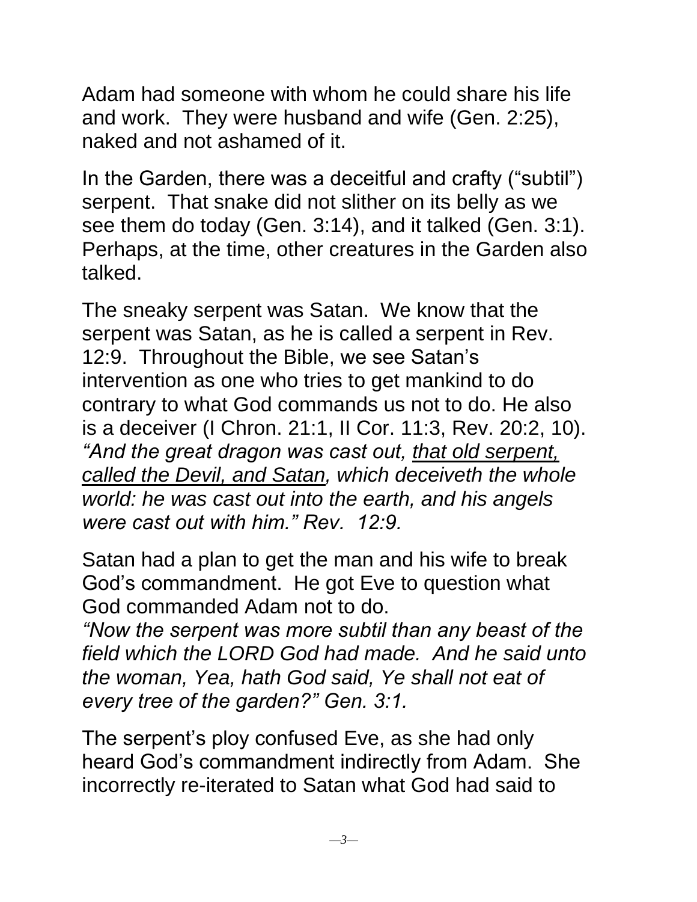Adam had someone with whom he could share his life and work. They were husband and wife (Gen. 2:25), naked and not ashamed of it.

In the Garden, there was a deceitful and crafty ("subtil") serpent. That snake did not slither on its belly as we see them do today (Gen. 3:14), and it talked (Gen. 3:1). Perhaps, at the time, other creatures in the Garden also talked.

The sneaky serpent was Satan. We know that the serpent was Satan, as he is called a serpent in Rev. 12:9. Throughout the Bible, we see Satan's intervention as one who tries to get mankind to do contrary to what God commands us not to do. He also is a deceiver (I Chron. 21:1, II Cor. 11:3, Rev. 20:2, 10). *"And the great dragon was cast out, <u>that old serpent, called the Devil, and Satan</u>, which deceiveth the whole world: he was cast out into the earth, and his angels were cast out with him." Rev. 12:9.*

Satan had a plan to get the man and his wife to break God's commandment. He got Eve to question what God commanded Adam not to do.
*"Now the serpent was more subtil than any beast of the field which the LORD God had made. And he said unto the woman, Yea, hath God said, Ye shall not eat of every tree of the garden?" Gen. 3:1.*

The serpent's ploy confused Eve, as she had only heard God's commandment indirectly from Adam. She incorrectly re-iterated to Satan what God had said to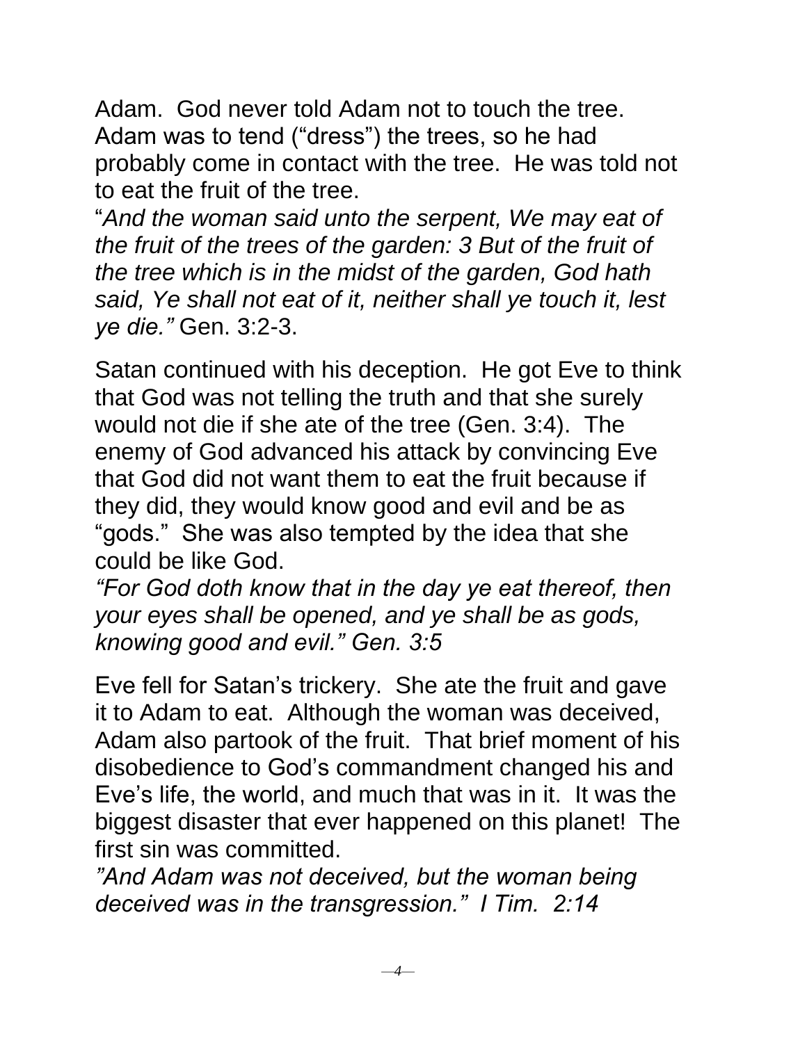Adam. God never told Adam not to touch the tree. Adam was to tend ("dress") the trees, so he had probably come in contact with the tree. He was told not to eat the fruit of the tree.

"*And the woman said unto the serpent, We may eat of the fruit of the trees of the garden: 3 But of the fruit of the tree which is in the midst of the garden, God hath said, Ye shall not eat of it, neither shall ye touch it, lest ye die."* Gen. 3:2-3.

Satan continued with his deception. He got Eve to think that God was not telling the truth and that she surely would not die if she ate of the tree (Gen. 3:4). The enemy of God advanced his attack by convincing Eve that God did not want them to eat the fruit because if they did, they would know good and evil and be as "gods." She was also tempted by the idea that she could be like God.

*"For God doth know that in the day ye eat thereof, then your eyes shall be opened, and ye shall be as gods, knowing good and evil." Gen. 3:5*

Eve fell for Satan's trickery. She ate the fruit and gave it to Adam to eat. Although the woman was deceived, Adam also partook of the fruit. That brief moment of his disobedience to God's commandment changed his and Eve's life, the world, and much that was in it. It was the biggest disaster that ever happened on this planet! The first sin was committed.

*"And Adam was not deceived, but the woman being deceived was in the transgression." I Tim. 2:14*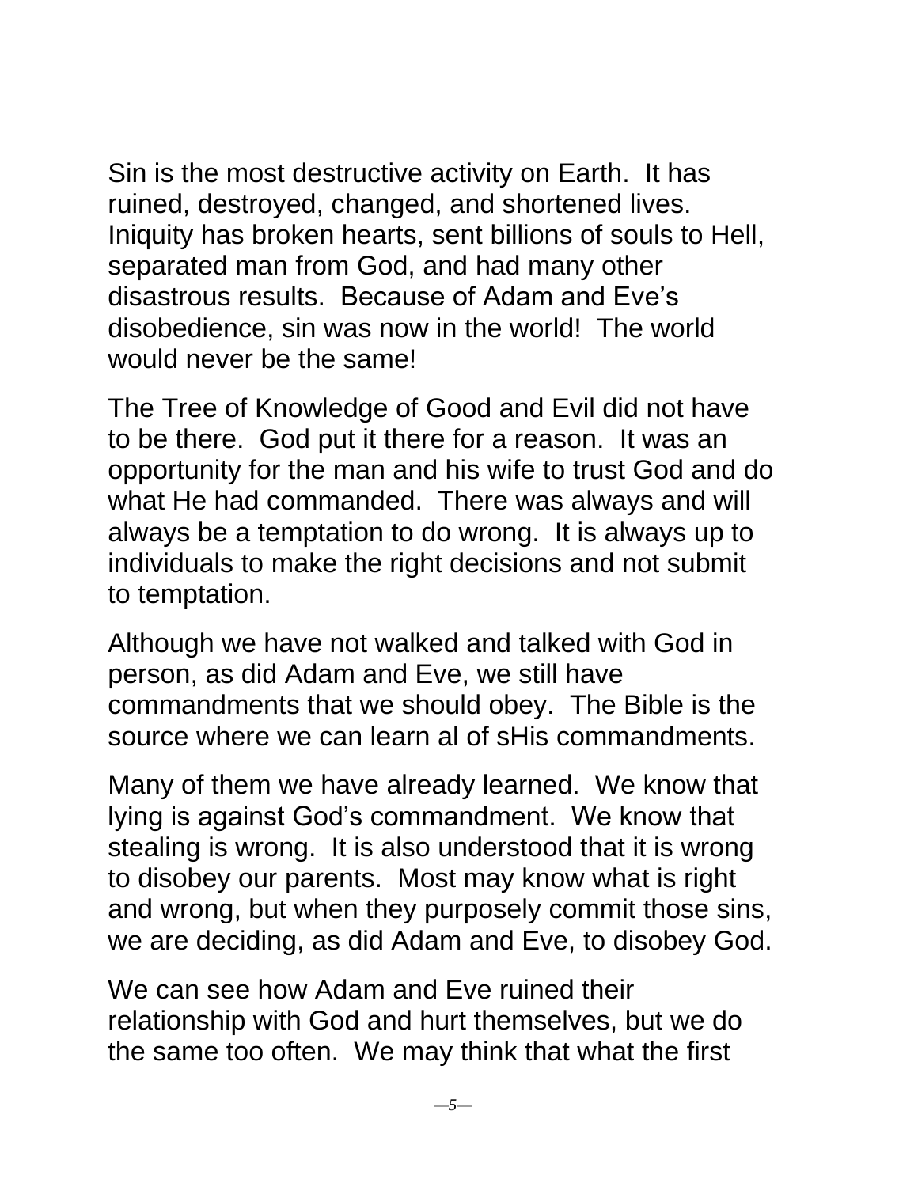Sin is the most destructive activity on Earth. It has ruined, destroyed, changed, and shortened lives. Iniquity has broken hearts, sent billions of souls to Hell, separated man from God, and had many other disastrous results. Because of Adam and Eve's disobedience, sin was now in the world! The world would never be the same!

The Tree of Knowledge of Good and Evil did not have to be there. God put it there for a reason. It was an opportunity for the man and his wife to trust God and do what He had commanded. There was always and will always be a temptation to do wrong. It is always up to individuals to make the right decisions and not submit to temptation.

Although we have not walked and talked with God in person, as did Adam and Eve, we still have commandments that we should obey. The Bible is the source where we can learn al of sHis commandments.

Many of them we have already learned. We know that lying is against God's commandment. We know that stealing is wrong. It is also understood that it is wrong to disobey our parents. Most may know what is right and wrong, but when they purposely commit those sins, we are deciding, as did Adam and Eve, to disobey God.

We can see how Adam and Eve ruined their relationship with God and hurt themselves, but we do the same too often. We may think that what the first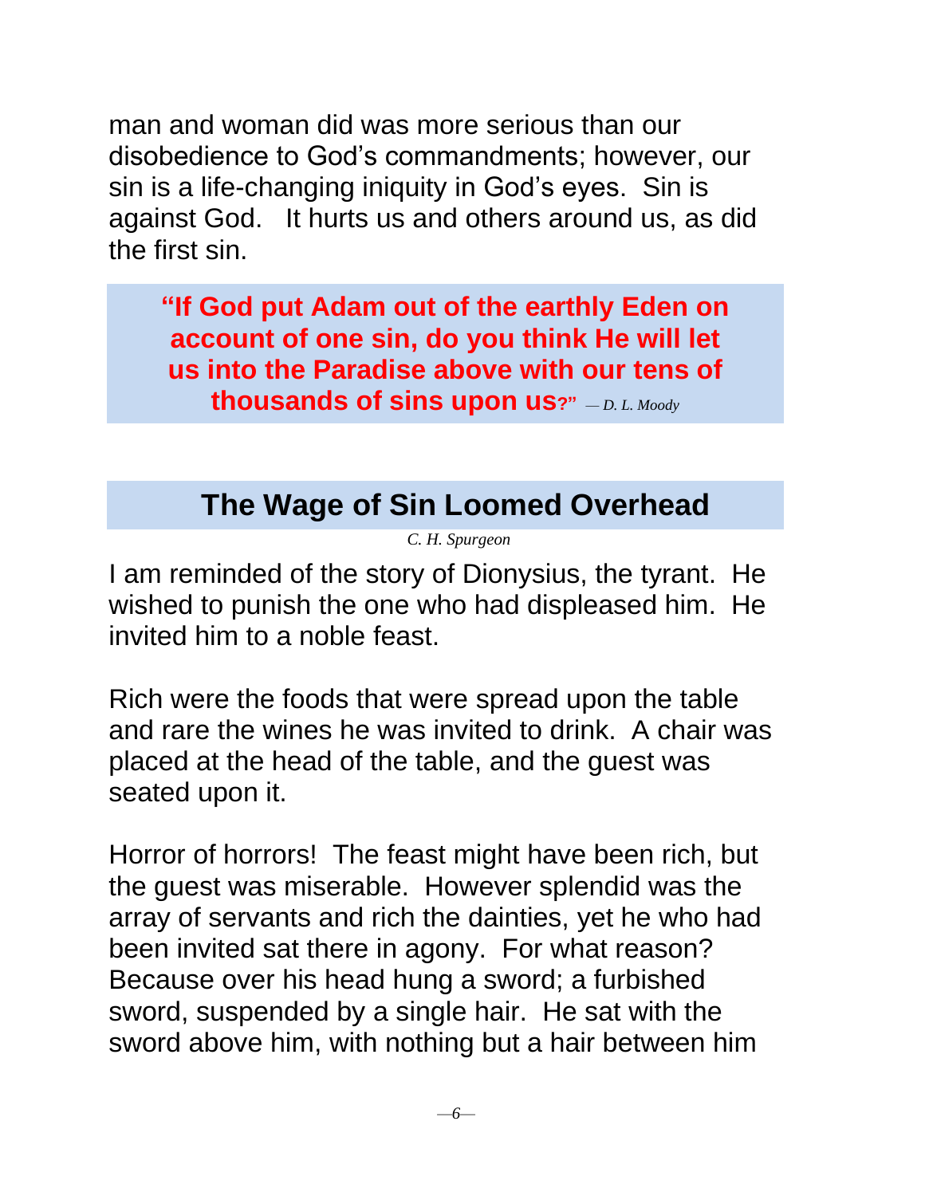man and woman did was more serious than our disobedience to God's commandments; however, our sin is a life-changing iniquity in God's eyes. Sin is against God. It hurts us and others around us, as did the first sin.

> **"If God put Adam out of the earthly Eden on account of one sin, do you think He will let us into the Paradise above with our tens of thousands of sins upon us?"** *— D. L. Moody*

## The Wage of Sin Loomed Overhead

*C. H. Spurgeon*

I am reminded of the story of Dionysius, the tyrant. He wished to punish the one who had displeased him. He invited him to a noble feast.

Rich were the foods that were spread upon the table and rare the wines he was invited to drink. A chair was placed at the head of the table, and the guest was seated upon it.

Horror of horrors! The feast might have been rich, but the guest was miserable. However splendid was the array of servants and rich the dainties, yet he who had been invited sat there in agony. For what reason? Because over his head hung a sword; a furbished sword, suspended by a single hair. He sat with the sword above him, with nothing but a hair between him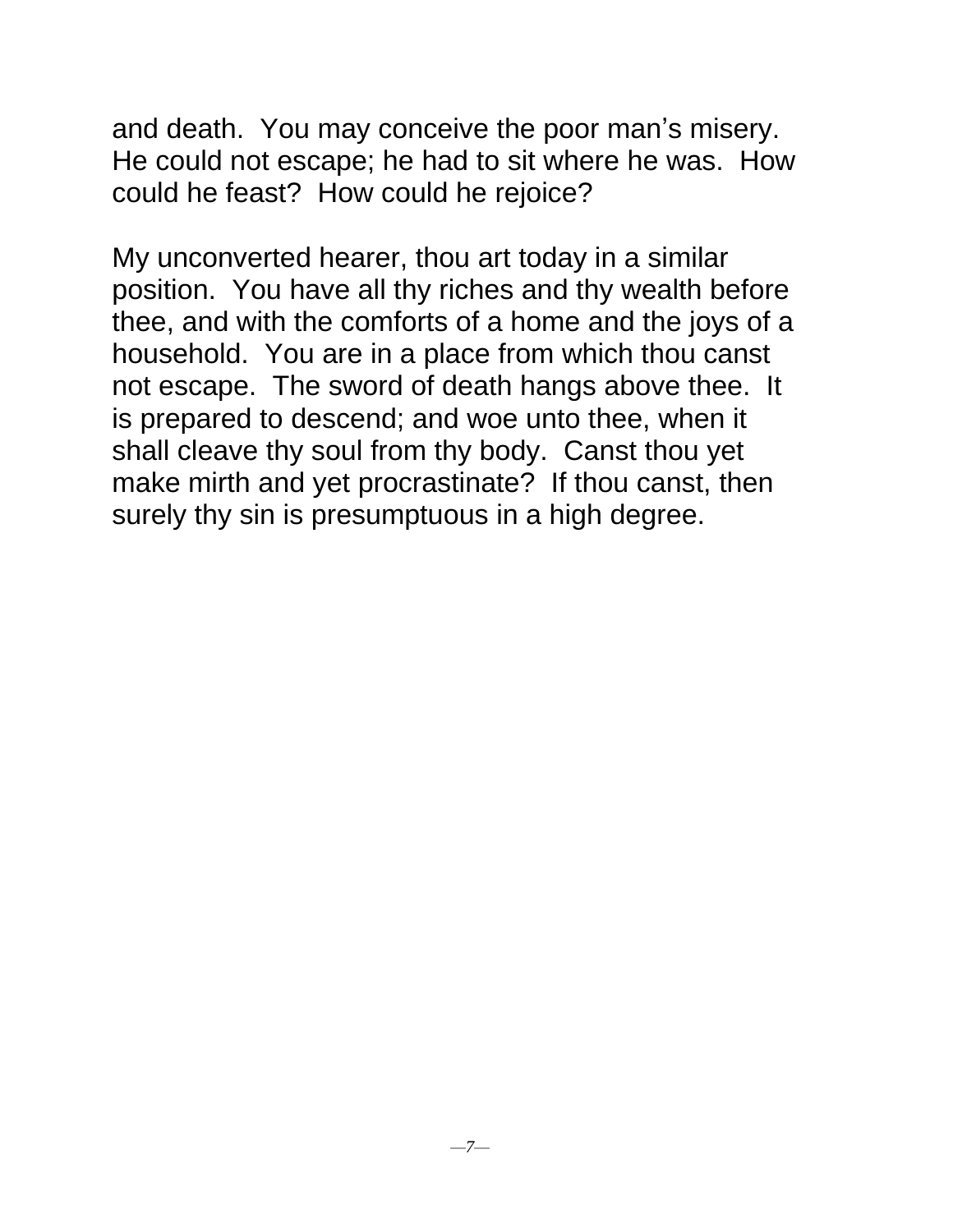and death. You may conceive the poor man's misery. He could not escape; he had to sit where he was. How could he feast? How could he rejoice?

My unconverted hearer, thou art today in a similar position. You have all thy riches and thy wealth before thee, and with the comforts of a home and the joys of a household. You are in a place from which thou canst not escape. The sword of death hangs above thee. It is prepared to descend; and woe unto thee, when it shall cleave thy soul from thy body. Canst thou yet make mirth and yet procrastinate? If thou canst, then surely thy sin is presumptuous in a high degree.